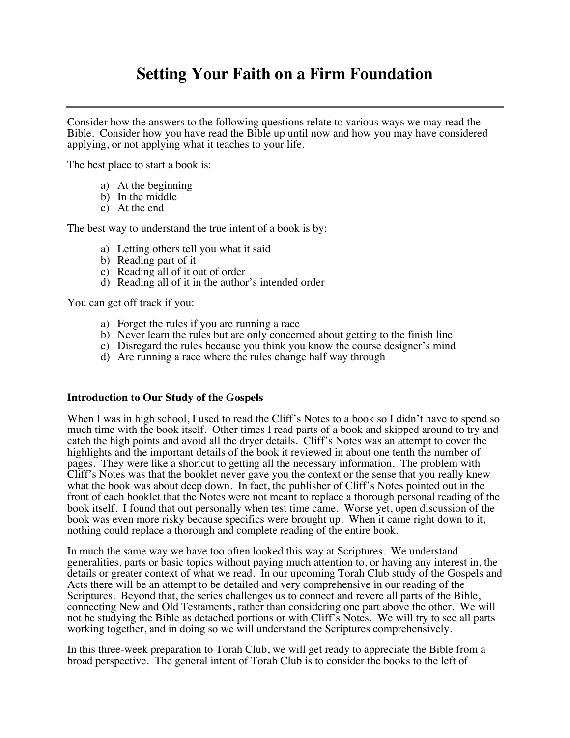# Setting Your Faith on a Firm Foundation

---

Consider how the answers to the following questions relate to various ways we may read the Bible. Consider how you have read the Bible up until now and how you may have considered applying, or not applying what it teaches to your life.

The best place to start a book is:

a) At the beginning
b) In the middle
c) At the end

The best way to understand the true intent of a book is by:

a) Letting others tell you what it said
b) Reading part of it
c) Reading all of it out of order
d) Reading all of it in the author's intended order

You can get off track if you:

a) Forget the rules if you are running a race
b) Never learn the rules but are only concerned about getting to the finish line
c) Disregard the rules because you think you know the course designer's mind
d) Are running a race where the rules change half way through

**Introduction to Our Study of the Gospels**

When I was in high school, I used to read the Cliff's Notes to a book so I didn't have to spend so much time with the book itself. Other times I read parts of a book and skipped around to try and catch the high points and avoid all the dryer details. Cliff's Notes was an attempt to cover the highlights and the important details of the book it reviewed in about one tenth the number of pages. They were like a shortcut to getting all the necessary information. The problem with Cliff's Notes was that the booklet never gave you the context or the sense that you really knew what the book was about deep down. In fact, the publisher of Cliff's Notes pointed out in the front of each booklet that the Notes were not meant to replace a thorough personal reading of the book itself. I found that out personally when test time came. Worse yet, open discussion of the book was even more risky because specifics were brought up. When it came right down to it, nothing could replace a thorough and complete reading of the entire book.

In much the same way we have too often looked this way at Scriptures. We understand generalities, parts or basic topics without paying much attention to, or having any interest in, the details or greater context of what we read. In our upcoming Torah Club study of the Gospels and Acts there will be an attempt to be detailed and very comprehensive in our reading of the Scriptures. Beyond that, the series challenges us to connect and revere all parts of the Bible, connecting New and Old Testaments, rather than considering one part above the other. We will not be studying the Bible as detached portions or with Cliff's Notes. We will try to see all parts working together, and in doing so we will understand the Scriptures comprehensively.

In this three-week preparation to Torah Club, we will get ready to appreciate the Bible from a broad perspective. The general intent of Torah Club is to consider the books to the left of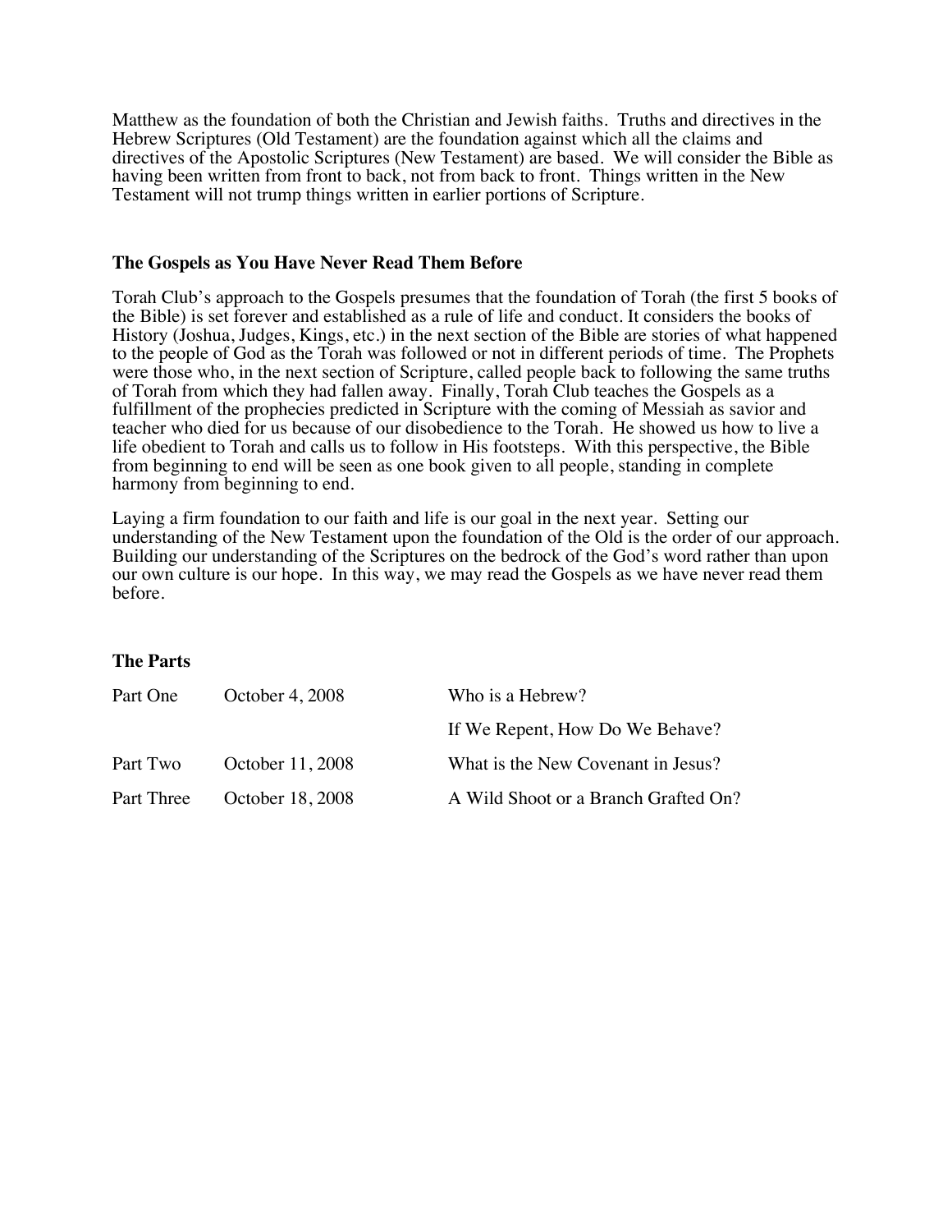Matthew as the foundation of both the Christian and Jewish faiths. Truths and directives in the Hebrew Scriptures (Old Testament) are the foundation against which all the claims and directives of the Apostolic Scriptures (New Testament) are based. We will consider the Bible as having been written from front to back, not from back to front. Things written in the New Testament will not trump things written in earlier portions of Scripture.

### The Gospels as You Have Never Read Them Before

Torah Club's approach to the Gospels presumes that the foundation of Torah (the first 5 books of the Bible) is set forever and established as a rule of life and conduct. It considers the books of History (Joshua, Judges, Kings, etc.) in the next section of the Bible are stories of what happened to the people of God as the Torah was followed or not in different periods of time. The Prophets were those who, in the next section of Scripture, called people back to following the same truths of Torah from which they had fallen away. Finally, Torah Club teaches the Gospels as a fulfillment of the prophecies predicted in Scripture with the coming of Messiah as savior and teacher who died for us because of our disobedience to the Torah. He showed us how to live a life obedient to Torah and calls us to follow in His footsteps. With this perspective, the Bible from beginning to end will be seen as one book given to all people, standing in complete harmony from beginning to end.

Laying a firm foundation to our faith and life is our goal in the next year. Setting our understanding of the New Testament upon the foundation of the Old is the order of our approach. Building our understanding of the Scriptures on the bedrock of the God's word rather than upon our own culture is our hope. In this way, we may read the Gospels as we have never read them before.

### The Parts

| | | |
|---|---|---|
| Part One | October 4, 2008 | Who is a Hebrew? |
| | | If We Repent, How Do We Behave? |
| Part Two | October 11, 2008 | What is the New Covenant in Jesus? |
| Part Three | October 18, 2008 | A Wild Shoot or a Branch Grafted On? |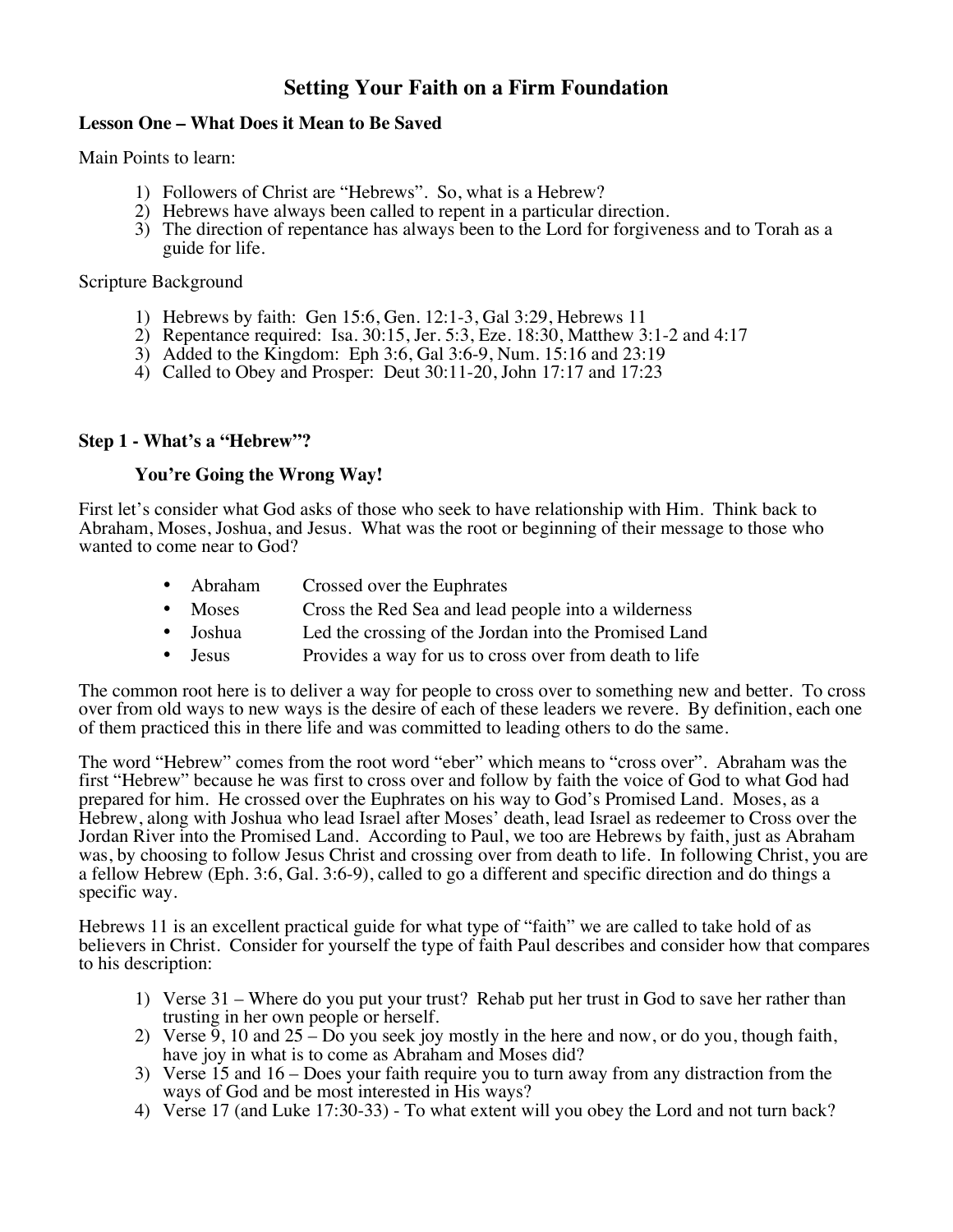# Setting Your Faith on a Firm Foundation

**Lesson One – What Does it Mean to Be Saved**

Main Points to learn:

1) Followers of Christ are "Hebrews". So, what is a Hebrew?
2) Hebrews have always been called to repent in a particular direction.
3) The direction of repentance has always been to the Lord for forgiveness and to Torah as a guide for life.

Scripture Background

1) Hebrews by faith: Gen 15:6, Gen. 12:1-3, Gal 3:29, Hebrews 11
2) Repentance required: Isa. 30:15, Jer. 5:3, Eze. 18:30, Matthew 3:1-2 and 4:17
3) Added to the Kingdom: Eph 3:6, Gal 3:6-9, Num. 15:16 and 23:19
4) Called to Obey and Prosper: Deut 30:11-20, John 17:17 and 17:23

## Step 1 - What's a "Hebrew"?

### You're Going the Wrong Way!

First let's consider what God asks of those who seek to have relationship with Him. Think back to Abraham, Moses, Joshua, and Jesus. What was the root or beginning of their message to those who wanted to come near to God?

- Abraham — Crossed over the Euphrates
- Moses — Cross the Red Sea and lead people into a wilderness
- Joshua — Led the crossing of the Jordan into the Promised Land
- Jesus — Provides a way for us to cross over from death to life

The common root here is to deliver a way for people to cross over to something new and better. To cross over from old ways to new ways is the desire of each of these leaders we revere. By definition, each one of them practiced this in there life and was committed to leading others to do the same.

The word "Hebrew" comes from the root word "eber" which means to "cross over". Abraham was the first "Hebrew" because he was first to cross over and follow by faith the voice of God to what God had prepared for him. He crossed over the Euphrates on his way to God's Promised Land. Moses, as a Hebrew, along with Joshua who lead Israel after Moses' death, lead Israel as redeemer to Cross over the Jordan River into the Promised Land. According to Paul, we too are Hebrews by faith, just as Abraham was, by choosing to follow Jesus Christ and crossing over from death to life. In following Christ, you are a fellow Hebrew (Eph. 3:6, Gal. 3:6-9), called to go a different and specific direction and do things a specific way.

Hebrews 11 is an excellent practical guide for what type of "faith" we are called to take hold of as believers in Christ. Consider for yourself the type of faith Paul describes and consider how that compares to his description:

1) Verse 31 – Where do you put your trust? Rehab put her trust in God to save her rather than trusting in her own people or herself.
2) Verse 9, 10 and 25 – Do you seek joy mostly in the here and now, or do you, though faith, have joy in what is to come as Abraham and Moses did?
3) Verse 15 and 16 – Does your faith require you to turn away from any distraction from the ways of God and be most interested in His ways?
4) Verse 17 (and Luke 17:30-33) - To what extent will you obey the Lord and not turn back?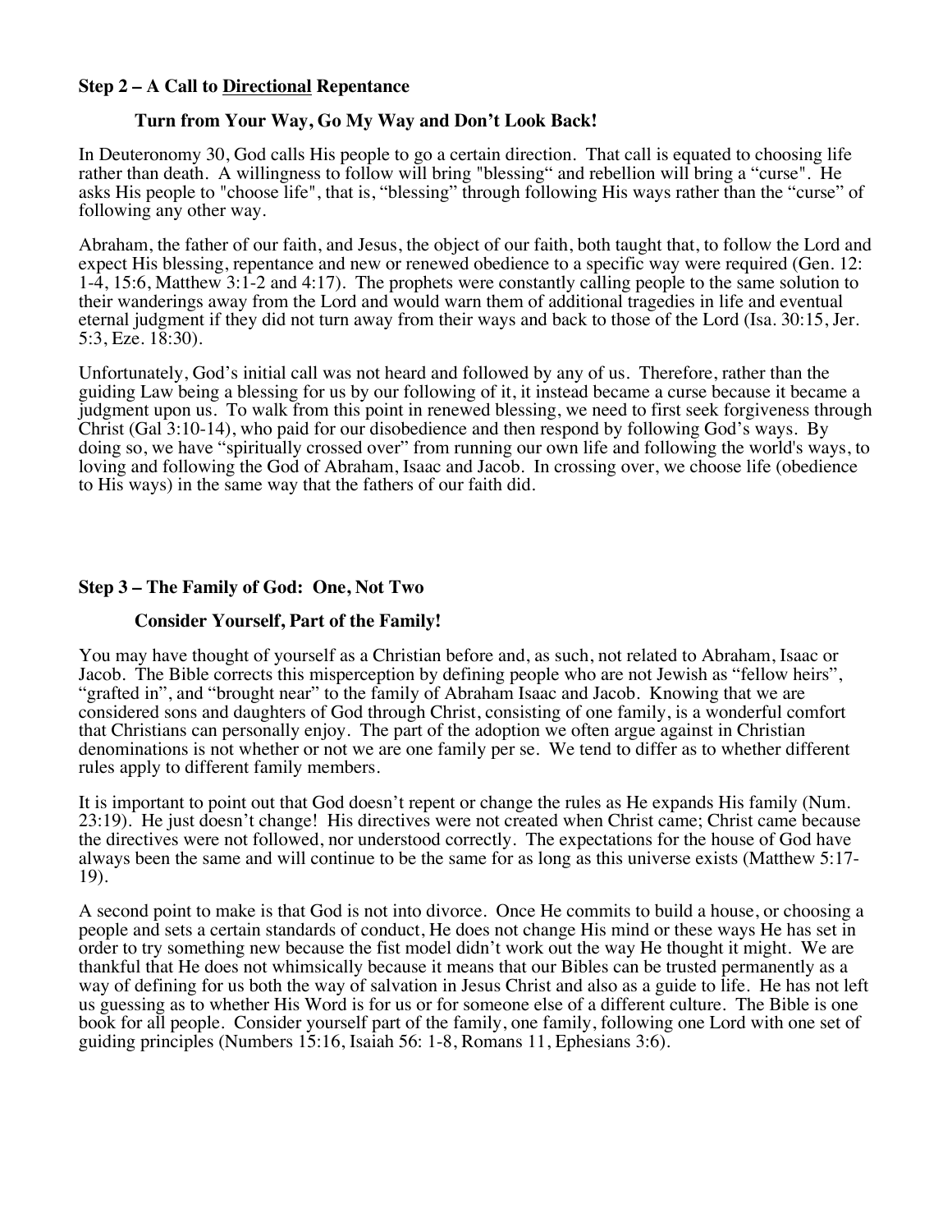### Step 2 – A Call to <u>Directional</u> Repentance

#### Turn from Your Way, Go My Way and Don't Look Back!

In Deuteronomy 30, God calls His people to go a certain direction. That call is equated to choosing life rather than death. A willingness to follow will bring "blessing" and rebellion will bring a "curse". He asks His people to "choose life", that is, "blessing" through following His ways rather than the "curse" of following any other way.

Abraham, the father of our faith, and Jesus, the object of our faith, both taught that, to follow the Lord and expect His blessing, repentance and new or renewed obedience to a specific way were required (Gen. 12: 1-4, 15:6, Matthew 3:1-2 and 4:17). The prophets were constantly calling people to the same solution to their wanderings away from the Lord and would warn them of additional tragedies in life and eventual eternal judgment if they did not turn away from their ways and back to those of the Lord (Isa. 30:15, Jer. 5:3, Eze. 18:30).

Unfortunately, God's initial call was not heard and followed by any of us. Therefore, rather than the guiding Law being a blessing for us by our following of it, it instead became a curse because it became a judgment upon us. To walk from this point in renewed blessing, we need to first seek forgiveness through Christ (Gal 3:10-14), who paid for our disobedience and then respond by following God's ways. By doing so, we have "spiritually crossed over" from running our own life and following the world's ways, to loving and following the God of Abraham, Isaac and Jacob. In crossing over, we choose life (obedience to His ways) in the same way that the fathers of our faith did.

### Step 3 – The Family of God: One, Not Two

#### Consider Yourself, Part of the Family!

You may have thought of yourself as a Christian before and, as such, not related to Abraham, Isaac or Jacob. The Bible corrects this misperception by defining people who are not Jewish as "fellow heirs", "grafted in", and "brought near" to the family of Abraham Isaac and Jacob. Knowing that we are considered sons and daughters of God through Christ, consisting of one family, is a wonderful comfort that Christians can personally enjoy. The part of the adoption we often argue against in Christian denominations is not whether or not we are one family per se. We tend to differ as to whether different rules apply to different family members.

It is important to point out that God doesn't repent or change the rules as He expands His family (Num. 23:19). He just doesn't change! His directives were not created when Christ came; Christ came because the directives were not followed, nor understood correctly. The expectations for the house of God have always been the same and will continue to be the same for as long as this universe exists (Matthew 5:17-19).

A second point to make is that God is not into divorce. Once He commits to build a house, or choosing a people and sets a certain standards of conduct, He does not change His mind or these ways He has set in order to try something new because the fist model didn't work out the way He thought it might. We are thankful that He does not whimsically because it means that our Bibles can be trusted permanently as a way of defining for us both the way of salvation in Jesus Christ and also as a guide to life. He has not left us guessing as to whether His Word is for us or for someone else of a different culture. The Bible is one book for all people. Consider yourself part of the family, one family, following one Lord with one set of guiding principles (Numbers 15:16, Isaiah 56: 1-8, Romans 11, Ephesians 3:6).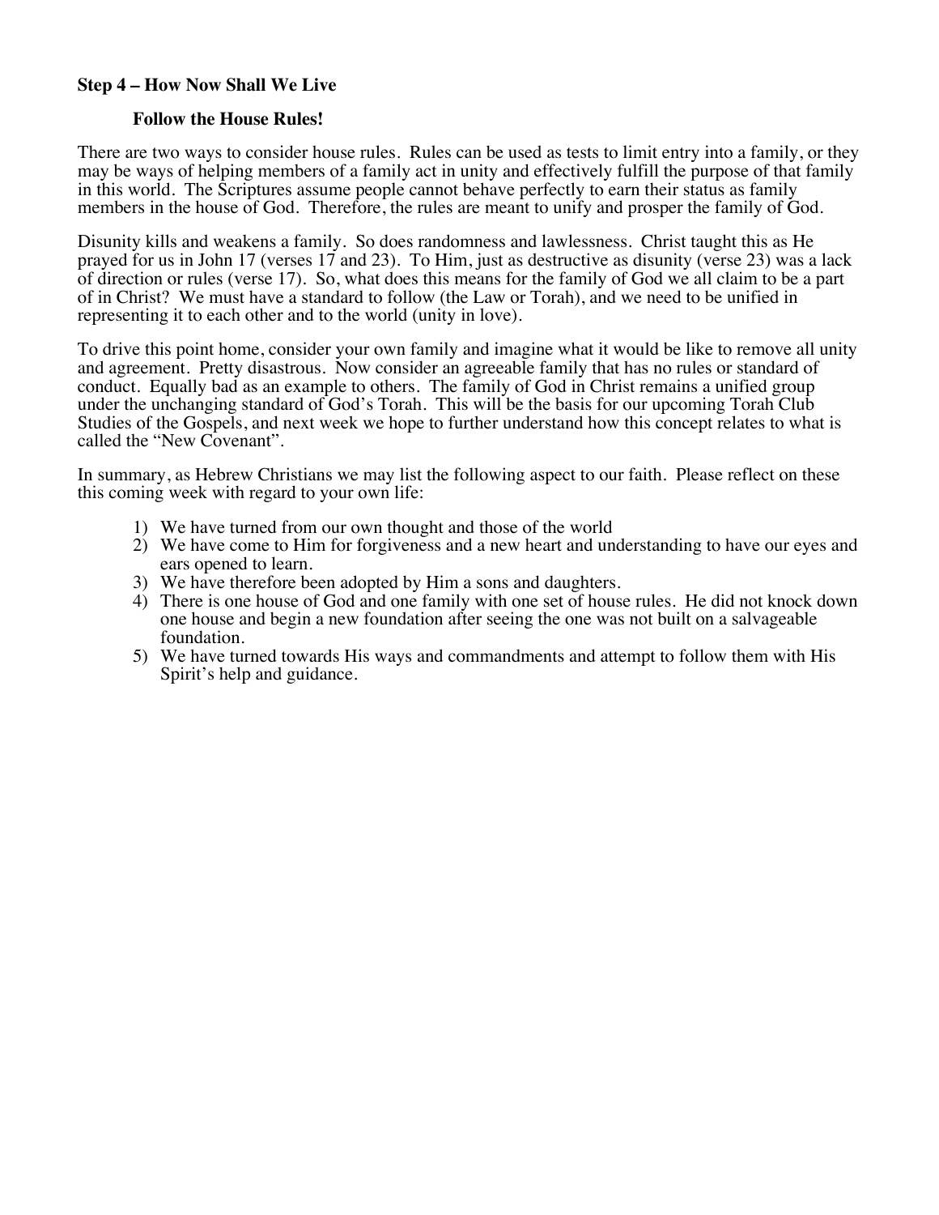**Step 4 – How Now Shall We Live**

**Follow the House Rules!**

There are two ways to consider house rules. Rules can be used as tests to limit entry into a family, or they may be ways of helping members of a family act in unity and effectively fulfill the purpose of that family in this world. The Scriptures assume people cannot behave perfectly to earn their status as family members in the house of God. Therefore, the rules are meant to unify and prosper the family of God.

Disunity kills and weakens a family. So does randomness and lawlessness. Christ taught this as He prayed for us in John 17 (verses 17 and 23). To Him, just as destructive as disunity (verse 23) was a lack of direction or rules (verse 17). So, what does this means for the family of God we all claim to be a part of in Christ? We must have a standard to follow (the Law or Torah), and we need to be unified in representing it to each other and to the world (unity in love).

To drive this point home, consider your own family and imagine what it would be like to remove all unity and agreement. Pretty disastrous. Now consider an agreeable family that has no rules or standard of conduct. Equally bad as an example to others. The family of God in Christ remains a unified group under the unchanging standard of God's Torah. This will be the basis for our upcoming Torah Club Studies of the Gospels, and next week we hope to further understand how this concept relates to what is called the "New Covenant".

In summary, as Hebrew Christians we may list the following aspect to our faith. Please reflect on these this coming week with regard to your own life:

1) We have turned from our own thought and those of the world
2) We have come to Him for forgiveness and a new heart and understanding to have our eyes and ears opened to learn.
3) We have therefore been adopted by Him a sons and daughters.
4) There is one house of God and one family with one set of house rules. He did not knock down one house and begin a new foundation after seeing the one was not built on a salvageable foundation.
5) We have turned towards His ways and commandments and attempt to follow them with His Spirit's help and guidance.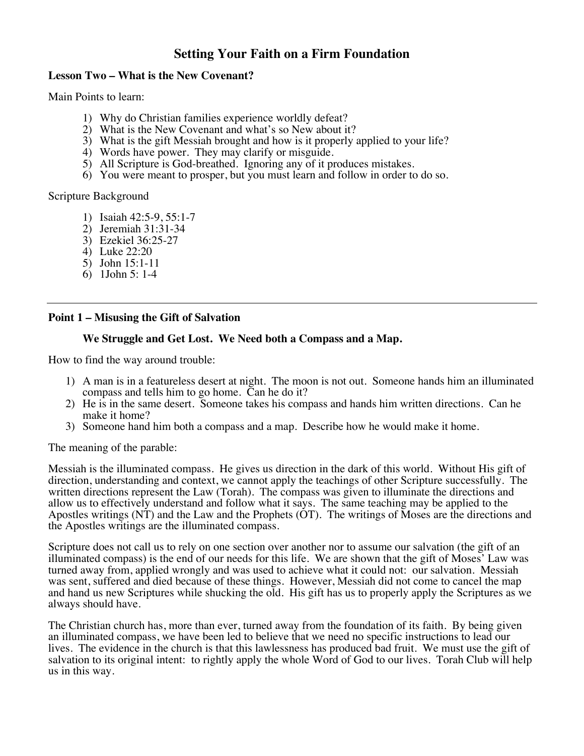# Setting Your Faith on a Firm Foundation

**Lesson Two – What is the New Covenant?**

Main Points to learn:

1) Why do Christian families experience worldly defeat?
2) What is the New Covenant and what's so New about it?
3) What is the gift Messiah brought and how is it properly applied to your life?
4) Words have power. They may clarify or misguide.
5) All Scripture is God-breathed. Ignoring any of it produces mistakes.
6) You were meant to prosper, but you must learn and follow in order to do so.

Scripture Background

1) Isaiah 42:5-9, 55:1-7
2) Jeremiah 31:31-34
3) Ezekiel 36:25-27
4) Luke 22:20
5) John 15:1-11
6) 1John 5: 1-4

---

**Point 1 – Misusing the Gift of Salvation**

**We Struggle and Get Lost. We Need both a Compass and a Map.**

How to find the way around trouble:

1) A man is in a featureless desert at night. The moon is not out. Someone hands him an illuminated compass and tells him to go home. Can he do it?
2) He is in the same desert. Someone takes his compass and hands him written directions. Can he make it home?
3) Someone hand him both a compass and a map. Describe how he would make it home.

The meaning of the parable:

Messiah is the illuminated compass. He gives us direction in the dark of this world. Without His gift of direction, understanding and context, we cannot apply the teachings of other Scripture successfully. The written directions represent the Law (Torah). The compass was given to illuminate the directions and allow us to effectively understand and follow what it says. The same teaching may be applied to the Apostles writings (NT) and the Law and the Prophets (OT). The writings of Moses are the directions and the Apostles writings are the illuminated compass.

Scripture does not call us to rely on one section over another nor to assume our salvation (the gift of an illuminated compass) is the end of our needs for this life. We are shown that the gift of Moses' Law was turned away from, applied wrongly and was used to achieve what it could not: our salvation. Messiah was sent, suffered and died because of these things. However, Messiah did not come to cancel the map and hand us new Scriptures while shucking the old. His gift has us to properly apply the Scriptures as we always should have.

The Christian church has, more than ever, turned away from the foundation of its faith. By being given an illuminated compass, we have been led to believe that we need no specific instructions to lead our lives. The evidence in the church is that this lawlessness has produced bad fruit. We must use the gift of salvation to its original intent: to rightly apply the whole Word of God to our lives. Torah Club will help us in this way.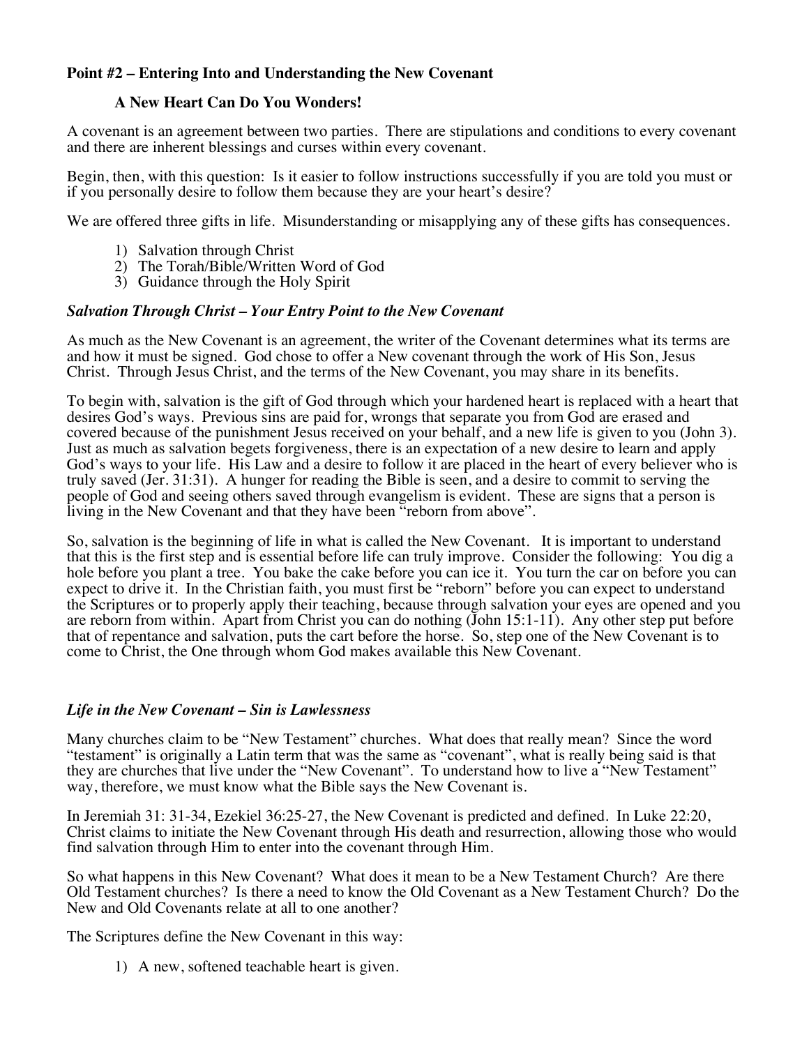**Point #2 – Entering Into and Understanding the New Covenant**

**A New Heart Can Do You Wonders!**

A covenant is an agreement between two parties. There are stipulations and conditions to every covenant and there are inherent blessings and curses within every covenant.

Begin, then, with this question: Is it easier to follow instructions successfully if you are told you must or if you personally desire to follow them because they are your heart's desire?

We are offered three gifts in life. Misunderstanding or misapplying any of these gifts has consequences.

1) Salvation through Christ
2) The Torah/Bible/Written Word of God
3) Guidance through the Holy Spirit

***Salvation Through Christ – Your Entry Point to the New Covenant***

As much as the New Covenant is an agreement, the writer of the Covenant determines what its terms are and how it must be signed. God chose to offer a New covenant through the work of His Son, Jesus Christ. Through Jesus Christ, and the terms of the New Covenant, you may share in its benefits.

To begin with, salvation is the gift of God through which your hardened heart is replaced with a heart that desires God's ways. Previous sins are paid for, wrongs that separate you from God are erased and covered because of the punishment Jesus received on your behalf, and a new life is given to you (John 3). Just as much as salvation begets forgiveness, there is an expectation of a new desire to learn and apply God's ways to your life. His Law and a desire to follow it are placed in the heart of every believer who is truly saved (Jer. 31:31). A hunger for reading the Bible is seen, and a desire to commit to serving the people of God and seeing others saved through evangelism is evident. These are signs that a person is living in the New Covenant and that they have been "reborn from above".

So, salvation is the beginning of life in what is called the New Covenant. It is important to understand that this is the first step and is essential before life can truly improve. Consider the following: You dig a hole before you plant a tree. You bake the cake before you can ice it. You turn the car on before you can expect to drive it. In the Christian faith, you must first be "reborn" before you can expect to understand the Scriptures or to properly apply their teaching, because through salvation your eyes are opened and you are reborn from within. Apart from Christ you can do nothing (John 15:1-11). Any other step put before that of repentance and salvation, puts the cart before the horse. So, step one of the New Covenant is to come to Christ, the One through whom God makes available this New Covenant.

***Life in the New Covenant – Sin is Lawlessness***

Many churches claim to be "New Testament" churches. What does that really mean? Since the word "testament" is originally a Latin term that was the same as "covenant", what is really being said is that they are churches that live under the "New Covenant". To understand how to live a "New Testament" way, therefore, we must know what the Bible says the New Covenant is.

In Jeremiah 31: 31-34, Ezekiel 36:25-27, the New Covenant is predicted and defined. In Luke 22:20, Christ claims to initiate the New Covenant through His death and resurrection, allowing those who would find salvation through Him to enter into the covenant through Him.

So what happens in this New Covenant? What does it mean to be a New Testament Church? Are there Old Testament churches? Is there a need to know the Old Covenant as a New Testament Church? Do the New and Old Covenants relate at all to one another?

The Scriptures define the New Covenant in this way:

1) A new, softened teachable heart is given.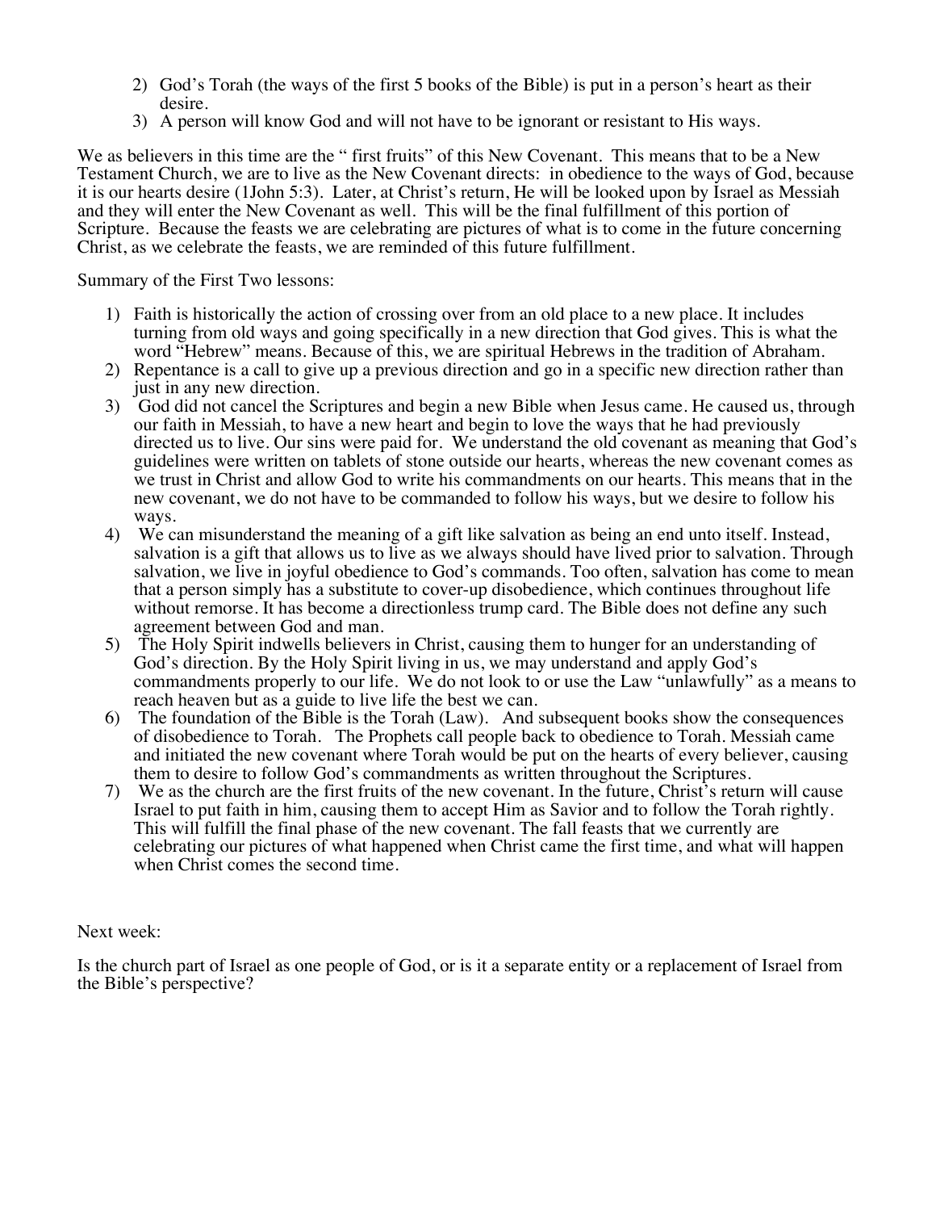2) God's Torah (the ways of the first 5 books of the Bible) is put in a person's heart as their desire.
3) A person will know God and will not have to be ignorant or resistant to His ways.

We as believers in this time are the " first fruits" of this New Covenant. This means that to be a New Testament Church, we are to live as the New Covenant directs: in obedience to the ways of God, because it is our hearts desire (1John 5:3). Later, at Christ's return, He will be looked upon by Israel as Messiah and they will enter the New Covenant as well. This will be the final fulfillment of this portion of Scripture. Because the feasts we are celebrating are pictures of what is to come in the future concerning Christ, as we celebrate the feasts, we are reminded of this future fulfillment.

Summary of the First Two lessons:

1) Faith is historically the action of crossing over from an old place to a new place. It includes turning from old ways and going specifically in a new direction that God gives. This is what the word "Hebrew" means. Because of this, we are spiritual Hebrews in the tradition of Abraham.
2) Repentance is a call to give up a previous direction and go in a specific new direction rather than just in any new direction.
3) God did not cancel the Scriptures and begin a new Bible when Jesus came. He caused us, through our faith in Messiah, to have a new heart and begin to love the ways that he had previously directed us to live. Our sins were paid for. We understand the old covenant as meaning that God's guidelines were written on tablets of stone outside our hearts, whereas the new covenant comes as we trust in Christ and allow God to write his commandments on our hearts. This means that in the new covenant, we do not have to be commanded to follow his ways, but we desire to follow his ways.
4) We can misunderstand the meaning of a gift like salvation as being an end unto itself. Instead, salvation is a gift that allows us to live as we always should have lived prior to salvation. Through salvation, we live in joyful obedience to God's commands. Too often, salvation has come to mean that a person simply has a substitute to cover-up disobedience, which continues throughout life without remorse. It has become a directionless trump card. The Bible does not define any such agreement between God and man.
5) The Holy Spirit indwells believers in Christ, causing them to hunger for an understanding of God's direction. By the Holy Spirit living in us, we may understand and apply God's commandments properly to our life. We do not look to or use the Law "unlawfully" as a means to reach heaven but as a guide to live life the best we can.
6) The foundation of the Bible is the Torah (Law). And subsequent books show the consequences of disobedience to Torah. The Prophets call people back to obedience to Torah. Messiah came and initiated the new covenant where Torah would be put on the hearts of every believer, causing them to desire to follow God's commandments as written throughout the Scriptures.
7) We as the church are the first fruits of the new covenant. In the future, Christ's return will cause Israel to put faith in him, causing them to accept Him as Savior and to follow the Torah rightly. This will fulfill the final phase of the new covenant. The fall feasts that we currently are celebrating our pictures of what happened when Christ came the first time, and what will happen when Christ comes the second time.

Next week:

Is the church part of Israel as one people of God, or is it a separate entity or a replacement of Israel from the Bible's perspective?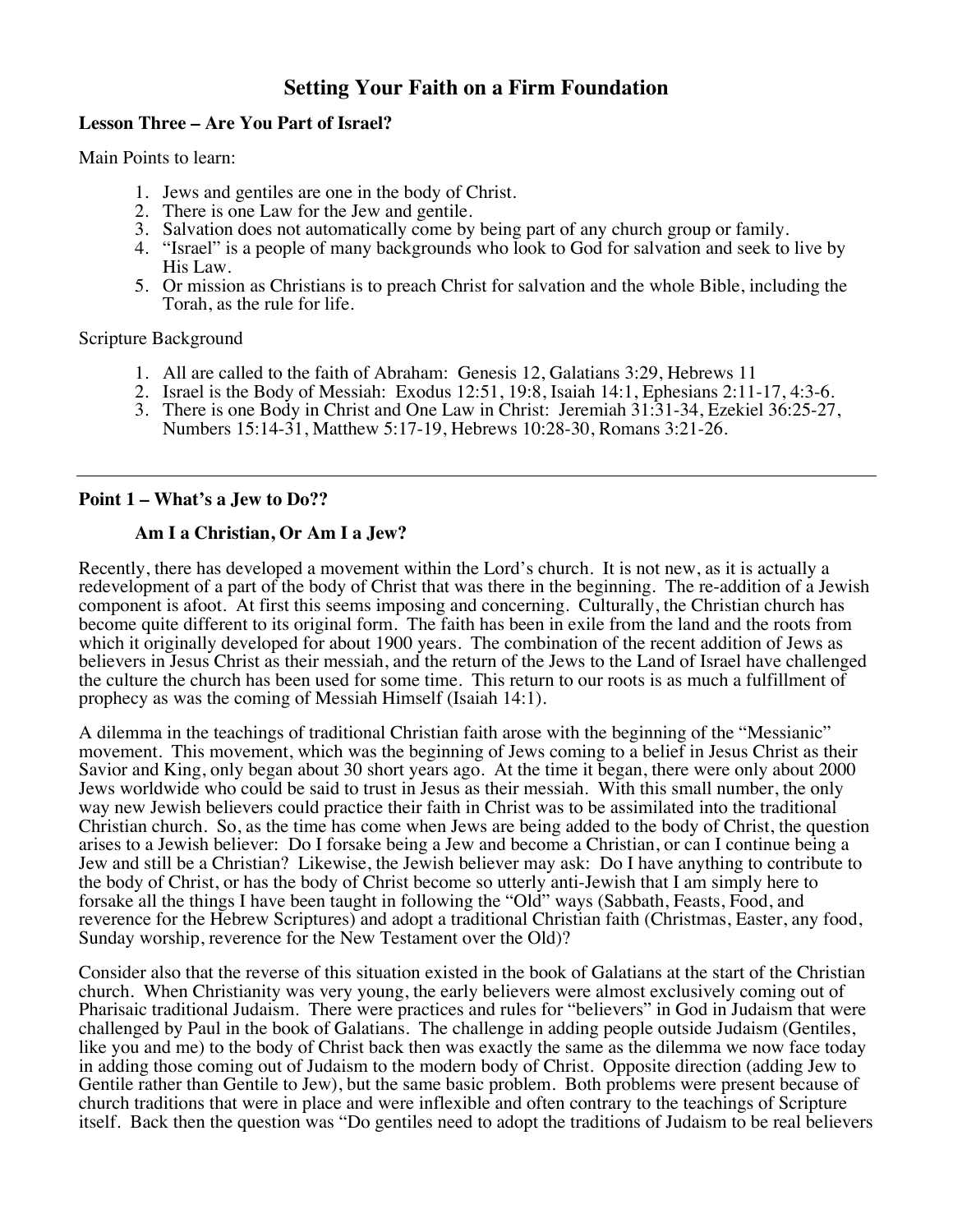# Setting Your Faith on a Firm Foundation

**Lesson Three – Are You Part of Israel?**

Main Points to learn:

1. Jews and gentiles are one in the body of Christ.
2. There is one Law for the Jew and gentile.
3. Salvation does not automatically come by being part of any church group or family.
4. "Israel" is a people of many backgrounds who look to God for salvation and seek to live by His Law.
5. Or mission as Christians is to preach Christ for salvation and the whole Bible, including the Torah, as the rule for life.

Scripture Background

1. All are called to the faith of Abraham: Genesis 12, Galatians 3:29, Hebrews 11
2. Israel is the Body of Messiah: Exodus 12:51, 19:8, Isaiah 14:1, Ephesians 2:11-17, 4:3-6.
3. There is one Body in Christ and One Law in Christ: Jeremiah 31:31-34, Ezekiel 36:25-27, Numbers 15:14-31, Matthew 5:17-19, Hebrews 10:28-30, Romans 3:21-26.

---

**Point 1 – What's a Jew to Do??**

**Am I a Christian, Or Am I a Jew?**

Recently, there has developed a movement within the Lord's church. It is not new, as it is actually a redevelopment of a part of the body of Christ that was there in the beginning. The re-addition of a Jewish component is afoot. At first this seems imposing and concerning. Culturally, the Christian church has become quite different to its original form. The faith has been in exile from the land and the roots from which it originally developed for about 1900 years. The combination of the recent addition of Jews as believers in Jesus Christ as their messiah, and the return of the Jews to the Land of Israel have challenged the culture the church has been used for some time. This return to our roots is as much a fulfillment of prophecy as was the coming of Messiah Himself (Isaiah 14:1).

A dilemma in the teachings of traditional Christian faith arose with the beginning of the "Messianic" movement. This movement, which was the beginning of Jews coming to a belief in Jesus Christ as their Savior and King, only began about 30 short years ago. At the time it began, there were only about 2000 Jews worldwide who could be said to trust in Jesus as their messiah. With this small number, the only way new Jewish believers could practice their faith in Christ was to be assimilated into the traditional Christian church. So, as the time has come when Jews are being added to the body of Christ, the question arises to a Jewish believer: Do I forsake being a Jew and become a Christian, or can I continue being a Jew and still be a Christian? Likewise, the Jewish believer may ask: Do I have anything to contribute to the body of Christ, or has the body of Christ become so utterly anti-Jewish that I am simply here to forsake all the things I have been taught in following the "Old" ways (Sabbath, Feasts, Food, and reverence for the Hebrew Scriptures) and adopt a traditional Christian faith (Christmas, Easter, any food, Sunday worship, reverence for the New Testament over the Old)?

Consider also that the reverse of this situation existed in the book of Galatians at the start of the Christian church. When Christianity was very young, the early believers were almost exclusively coming out of Pharisaic traditional Judaism. There were practices and rules for "believers" in God in Judaism that were challenged by Paul in the book of Galatians. The challenge in adding people outside Judaism (Gentiles, like you and me) to the body of Christ back then was exactly the same as the dilemma we now face today in adding those coming out of Judaism to the modern body of Christ. Opposite direction (adding Jew to Gentile rather than Gentile to Jew), but the same basic problem. Both problems were present because of church traditions that were in place and were inflexible and often contrary to the teachings of Scripture itself. Back then the question was "Do gentiles need to adopt the traditions of Judaism to be real believers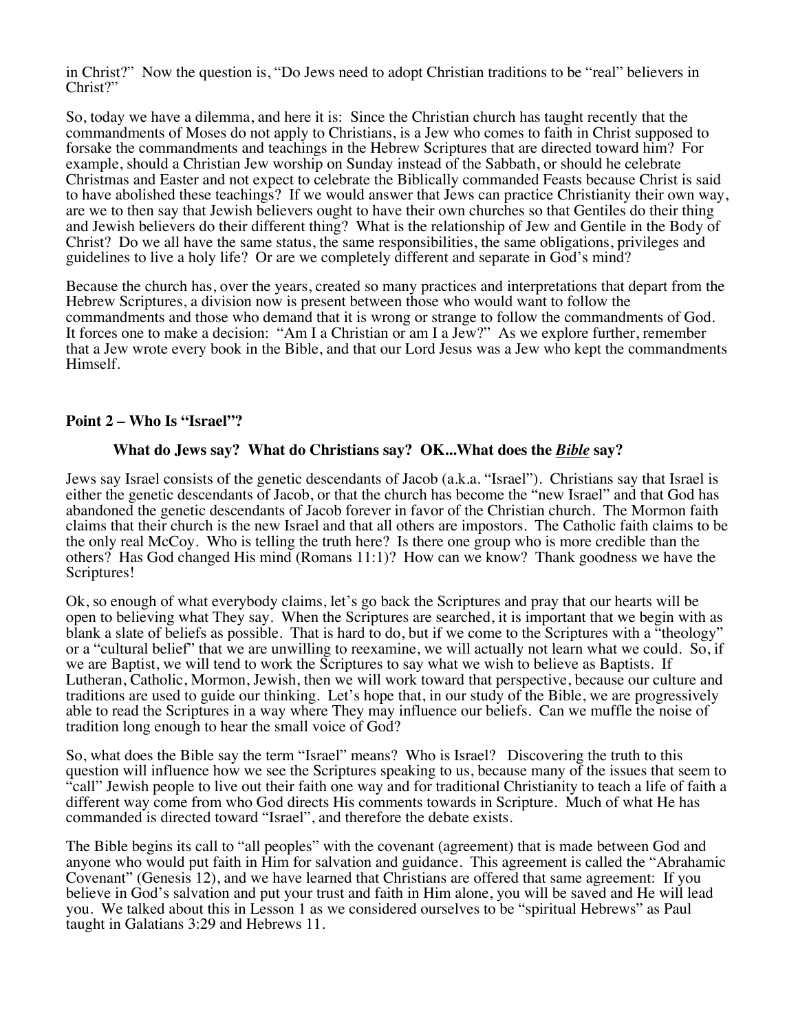in Christ?" Now the question is, "Do Jews need to adopt Christian traditions to be "real" believers in Christ?"

So, today we have a dilemma, and here it is: Since the Christian church has taught recently that the commandments of Moses do not apply to Christians, is a Jew who comes to faith in Christ supposed to forsake the commandments and teachings in the Hebrew Scriptures that are directed toward him? For example, should a Christian Jew worship on Sunday instead of the Sabbath, or should he celebrate Christmas and Easter and not expect to celebrate the Biblically commanded Feasts because Christ is said to have abolished these teachings? If we would answer that Jews can practice Christianity their own way, are we to then say that Jewish believers ought to have their own churches so that Gentiles do their thing and Jewish believers do their different thing? What is the relationship of Jew and Gentile in the Body of Christ? Do we all have the same status, the same responsibilities, the same obligations, privileges and guidelines to live a holy life? Or are we completely different and separate in God's mind?

Because the church has, over the years, created so many practices and interpretations that depart from the Hebrew Scriptures, a division now is present between those who would want to follow the commandments and those who demand that it is wrong or strange to follow the commandments of God. It forces one to make a decision: "Am I a Christian or am I a Jew?" As we explore further, remember that a Jew wrote every book in the Bible, and that our Lord Jesus was a Jew who kept the commandments Himself.

## Point 2 – Who Is "Israel"?

### What do Jews say? What do Christians say? OK...What does the ***Bible*** say?

Jews say Israel consists of the genetic descendants of Jacob (a.k.a. "Israel"). Christians say that Israel is either the genetic descendants of Jacob, or that the church has become the "new Israel" and that God has abandoned the genetic descendants of Jacob forever in favor of the Christian church. The Mormon faith claims that their church is the new Israel and that all others are impostors. The Catholic faith claims to be the only real McCoy. Who is telling the truth here? Is there one group who is more credible than the others? Has God changed His mind (Romans 11:1)? How can we know? Thank goodness we have the Scriptures!

Ok, so enough of what everybody claims, let's go back the Scriptures and pray that our hearts will be open to believing what They say. When the Scriptures are searched, it is important that we begin with as blank a slate of beliefs as possible. That is hard to do, but if we come to the Scriptures with a "theology" or a "cultural belief" that we are unwilling to reexamine, we will actually not learn what we could. So, if we are Baptist, we will tend to work the Scriptures to say what we wish to believe as Baptists. If Lutheran, Catholic, Mormon, Jewish, then we will work toward that perspective, because our culture and traditions are used to guide our thinking. Let's hope that, in our study of the Bible, we are progressively able to read the Scriptures in a way where They may influence our beliefs. Can we muffle the noise of tradition long enough to hear the small voice of God?

So, what does the Bible say the term "Israel" means? Who is Israel? Discovering the truth to this question will influence how we see the Scriptures speaking to us, because many of the issues that seem to "call" Jewish people to live out their faith one way and for traditional Christianity to teach a life of faith a different way come from who God directs His comments towards in Scripture. Much of what He has commanded is directed toward "Israel", and therefore the debate exists.

The Bible begins its call to "all peoples" with the covenant (agreement) that is made between God and anyone who would put faith in Him for salvation and guidance. This agreement is called the "Abrahamic Covenant" (Genesis 12), and we have learned that Christians are offered that same agreement: If you believe in God's salvation and put your trust and faith in Him alone, you will be saved and He will lead you. We talked about this in Lesson 1 as we considered ourselves to be "spiritual Hebrews" as Paul taught in Galatians 3:29 and Hebrews 11.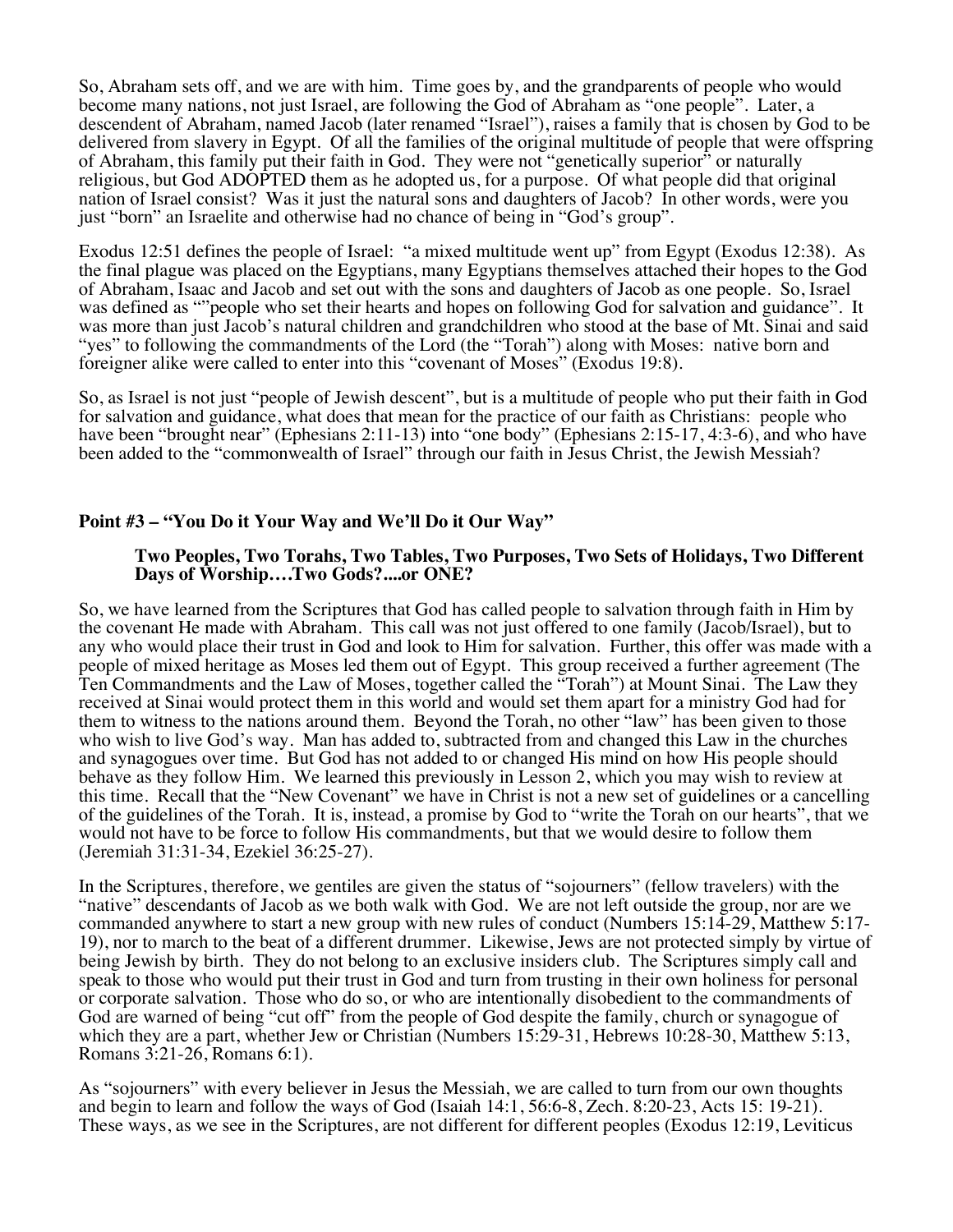So, Abraham sets off, and we are with him. Time goes by, and the grandparents of people who would become many nations, not just Israel, are following the God of Abraham as "one people". Later, a descendent of Abraham, named Jacob (later renamed "Israel"), raises a family that is chosen by God to be delivered from slavery in Egypt. Of all the families of the original multitude of people that were offspring of Abraham, this family put their faith in God. They were not "genetically superior" or naturally religious, but God ADOPTED them as he adopted us, for a purpose. Of what people did that original nation of Israel consist? Was it just the natural sons and daughters of Jacob? In other words, were you just "born" an Israelite and otherwise had no chance of being in "God's group".

Exodus 12:51 defines the people of Israel: "a mixed multitude went up" from Egypt (Exodus 12:38). As the final plague was placed on the Egyptians, many Egyptians themselves attached their hopes to the God of Abraham, Isaac and Jacob and set out with the sons and daughters of Jacob as one people. So, Israel was defined as ""people who set their hearts and hopes on following God for salvation and guidance". It was more than just Jacob's natural children and grandchildren who stood at the base of Mt. Sinai and said "yes" to following the commandments of the Lord (the "Torah") along with Moses: native born and foreigner alike were called to enter into this "covenant of Moses" (Exodus 19:8).

So, as Israel is not just "people of Jewish descent", but is a multitude of people who put their faith in God for salvation and guidance, what does that mean for the practice of our faith as Christians: people who have been "brought near" (Ephesians 2:11-13) into "one body" (Ephesians 2:15-17, 4:3-6), and who have been added to the "commonwealth of Israel" through our faith in Jesus Christ, the Jewish Messiah?

**Point #3 – "You Do it Your Way and We'll Do it Our Way"**

**Two Peoples, Two Torahs, Two Tables, Two Purposes, Two Sets of Holidays, Two Different Days of Worship….Two Gods?....or ONE?**

So, we have learned from the Scriptures that God has called people to salvation through faith in Him by the covenant He made with Abraham. This call was not just offered to one family (Jacob/Israel), but to any who would place their trust in God and look to Him for salvation. Further, this offer was made with a people of mixed heritage as Moses led them out of Egypt. This group received a further agreement (The Ten Commandments and the Law of Moses, together called the "Torah") at Mount Sinai. The Law they received at Sinai would protect them in this world and would set them apart for a ministry God had for them to witness to the nations around them. Beyond the Torah, no other "law" has been given to those who wish to live God's way. Man has added to, subtracted from and changed this Law in the churches and synagogues over time. But God has not added to or changed His mind on how His people should behave as they follow Him. We learned this previously in Lesson 2, which you may wish to review at this time. Recall that the "New Covenant" we have in Christ is not a new set of guidelines or a cancelling of the guidelines of the Torah. It is, instead, a promise by God to "write the Torah on our hearts", that we would not have to be force to follow His commandments, but that we would desire to follow them (Jeremiah 31:31-34, Ezekiel 36:25-27).

In the Scriptures, therefore, we gentiles are given the status of "sojourners" (fellow travelers) with the "native" descendants of Jacob as we both walk with God. We are not left outside the group, nor are we commanded anywhere to start a new group with new rules of conduct (Numbers 15:14-29, Matthew 5:17-19), nor to march to the beat of a different drummer. Likewise, Jews are not protected simply by virtue of being Jewish by birth. They do not belong to an exclusive insiders club. The Scriptures simply call and speak to those who would put their trust in God and turn from trusting in their own holiness for personal or corporate salvation. Those who do so, or who are intentionally disobedient to the commandments of God are warned of being "cut off" from the people of God despite the family, church or synagogue of which they are a part, whether Jew or Christian (Numbers 15:29-31, Hebrews 10:28-30, Matthew 5:13, Romans 3:21-26, Romans 6:1).

As "sojourners" with every believer in Jesus the Messiah, we are called to turn from our own thoughts and begin to learn and follow the ways of God (Isaiah 14:1, 56:6-8, Zech. 8:20-23, Acts 15: 19-21). These ways, as we see in the Scriptures, are not different for different peoples (Exodus 12:19, Leviticus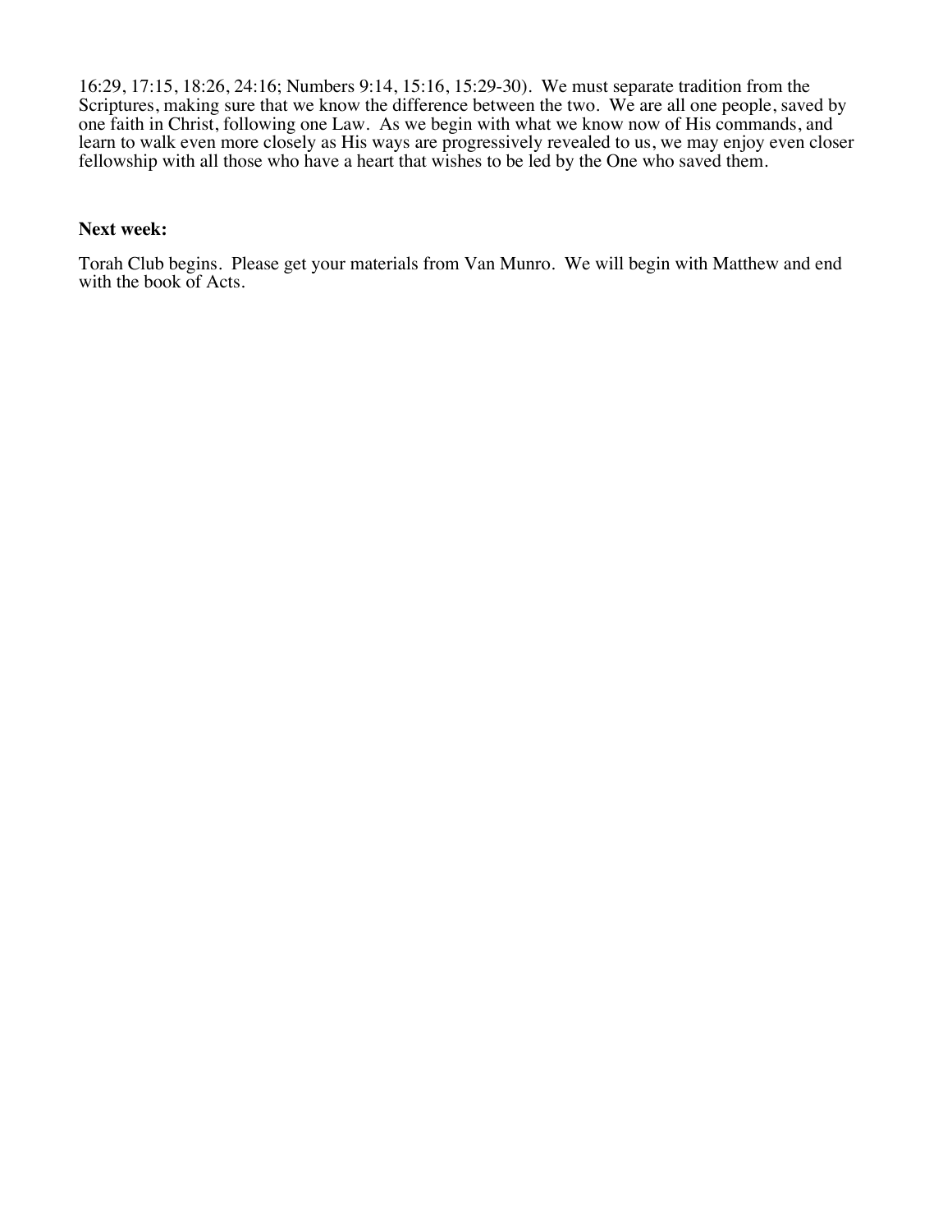16:29, 17:15, 18:26, 24:16; Numbers 9:14, 15:16, 15:29-30). We must separate tradition from the Scriptures, making sure that we know the difference between the two. We are all one people, saved by one faith in Christ, following one Law. As we begin with what we know now of His commands, and learn to walk even more closely as His ways are progressively revealed to us, we may enjoy even closer fellowship with all those who have a heart that wishes to be led by the One who saved them.

**Next week:**

Torah Club begins. Please get your materials from Van Munro. We will begin with Matthew and end with the book of Acts.